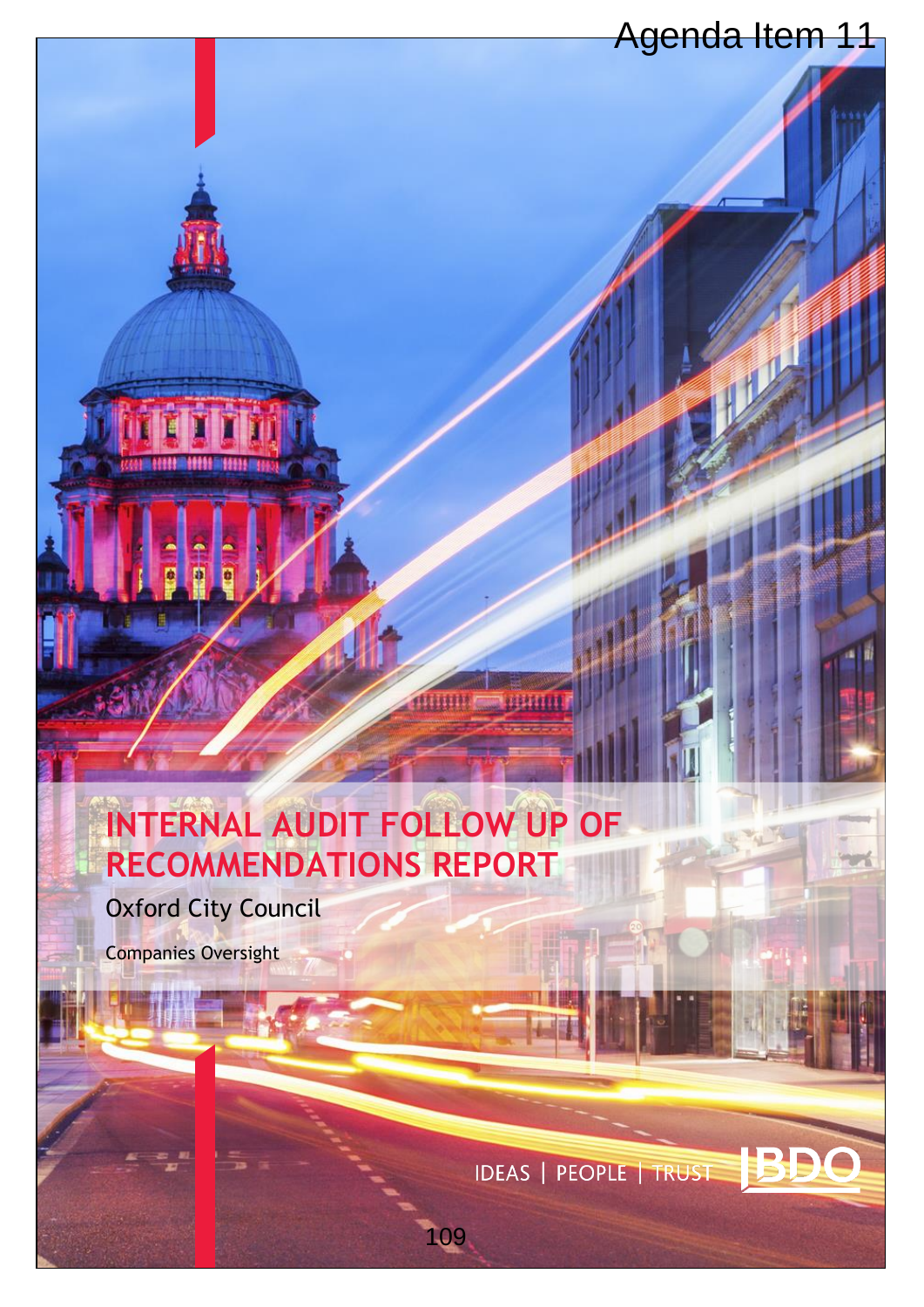Agenda Item 11

# INTERNAL AUDIT FOLLOW UP OF RECOMMENDATIONS REPORT

Oxford City Council

Companies Oversight

IDEAS | PEOPLE | TRUST

BDO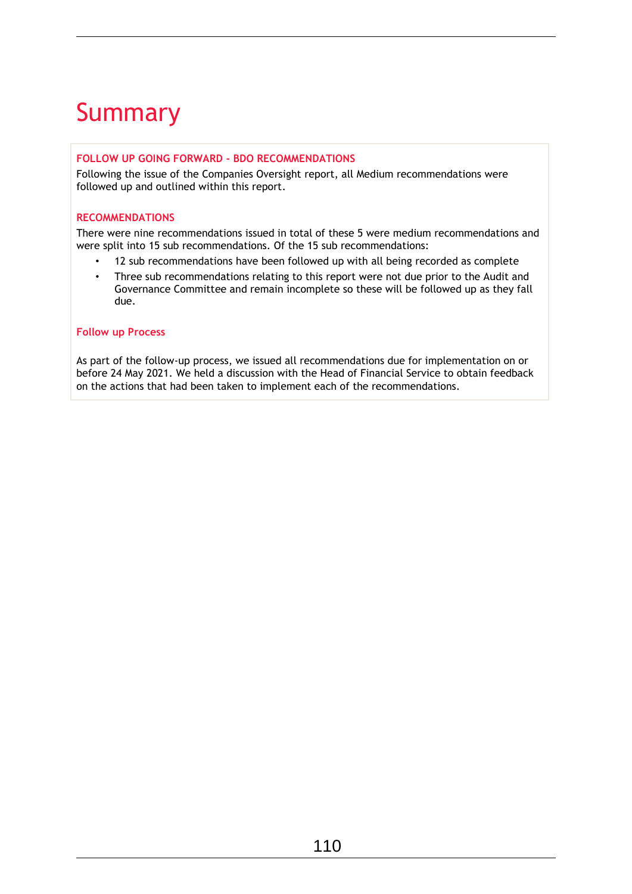# Summary

### FOLLOW UP GOING FORWARD - BDO RECOMMENDATIONS

Following the issue of the Companies Oversight report, all Medium recommendations were followed up and outlined within this report.

### RECOMMENDATIONS

There were nine recommendations issued in total of these 5 were medium recommendations and were split into 15 sub recommendations. Of the 15 sub recommendations:

- 12 sub recommendations have been followed up with all being recorded as complete
- Three sub recommendations relating to this report were not due prior to the Audit and Governance Committee and remain incomplete so these will be followed up as they fall due.

### Follow up Process

As part of the follow-up process, we issued all recommendations due for implementation on or before 24 May 2021. We held a discussion with the Head of Financial Service to obtain feedback on the actions that had been taken to implement each of the recommendations.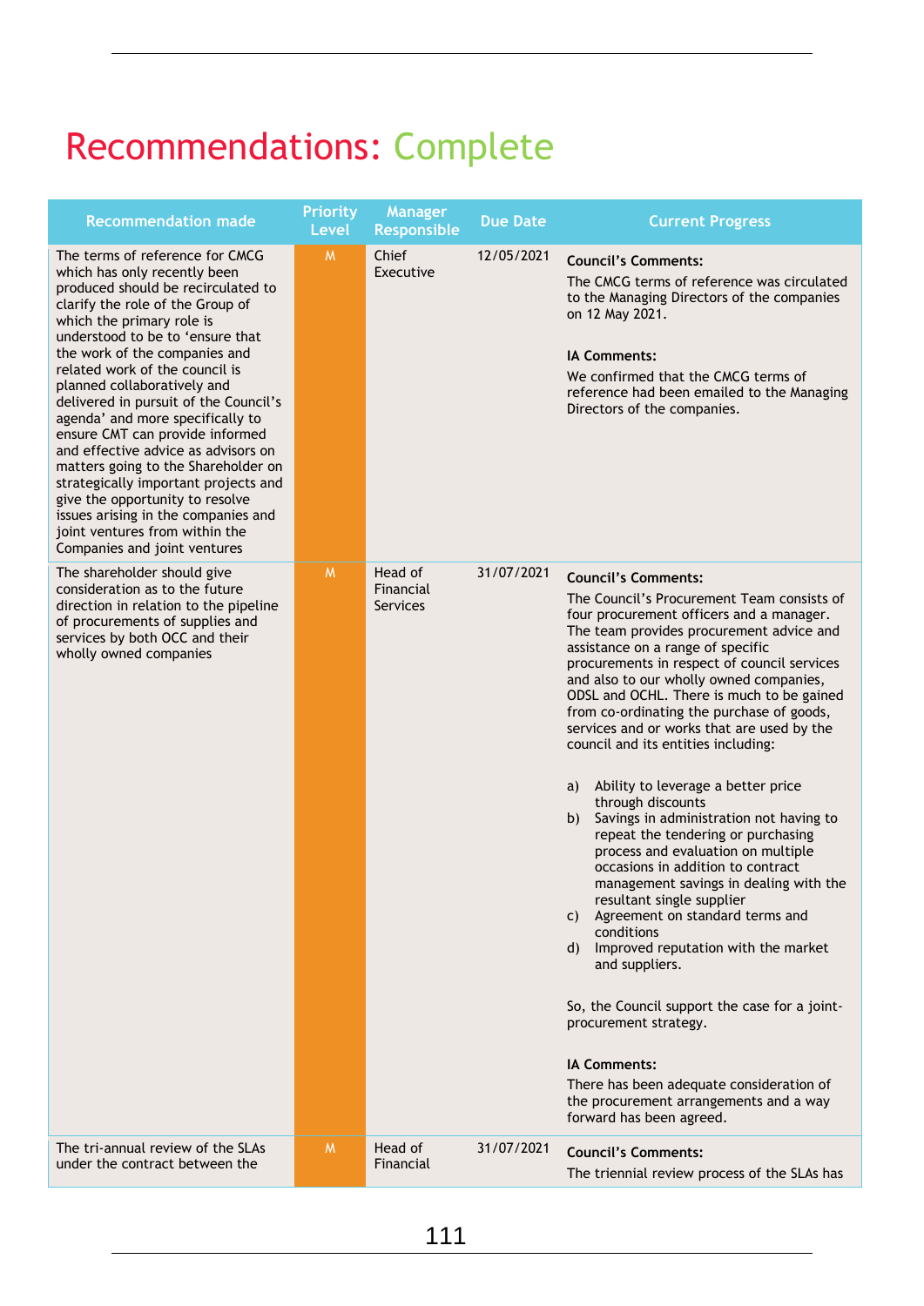# Recommendations: Complete

| Recommendation made | Priority Level | Manager Responsible | Due Date | Current Progress |
|---|---|---|---|---|
| The terms of reference for CMCG which has only recently been produced should be recirculated to clarify the role of the Group of which the primary role is understood to be to 'ensure that the work of the companies and related work of the council is planned collaboratively and delivered in pursuit of the Council's agenda' and more specifically to ensure CMT can provide informed and effective advice as advisors on matters going to the Shareholder on strategically important projects and give the opportunity to resolve issues arising in the companies and joint ventures from within the Companies and joint ventures | M | Chief Executive | 12/05/2021 | **Council's Comments:**<br>The CMCG terms of reference was circulated to the Managing Directors of the companies on 12 May 2021.<br><br>**IA Comments:**<br>We confirmed that the CMCG terms of reference had been emailed to the Managing Directors of the companies. |
| The shareholder should give consideration as to the future direction in relation to the pipeline of procurements of supplies and services by both OCC and their wholly owned companies | M | Head of Financial Services | 31/07/2021 | **Council's Comments:**<br>The Council's Procurement Team consists of four procurement officers and a manager. The team provides procurement advice and assistance on a range of specific procurements in respect of council services and also to our wholly owned companies, ODSL and OCHL. There is much to be gained from co-ordinating the purchase of goods, services and or works that are used by the council and its entities including:<br><br>a) Ability to leverage a better price through discounts<br>b) Savings in administration not having to repeat the tendering or purchasing process and evaluation on multiple occasions in addition to contract management savings in dealing with the resultant single supplier<br>c) Agreement on standard terms and conditions<br>d) Improved reputation with the market and suppliers.<br><br>So, the Council support the case for a joint-procurement strategy.<br><br>**IA Comments:**<br>There has been adequate consideration of the procurement arrangements and a way forward has been agreed. |
| The tri-annual review of the SLAs under the contract between the | M | Head of Financial | 31/07/2021 | **Council's Comments:**<br>The triennial review process of the SLAs has |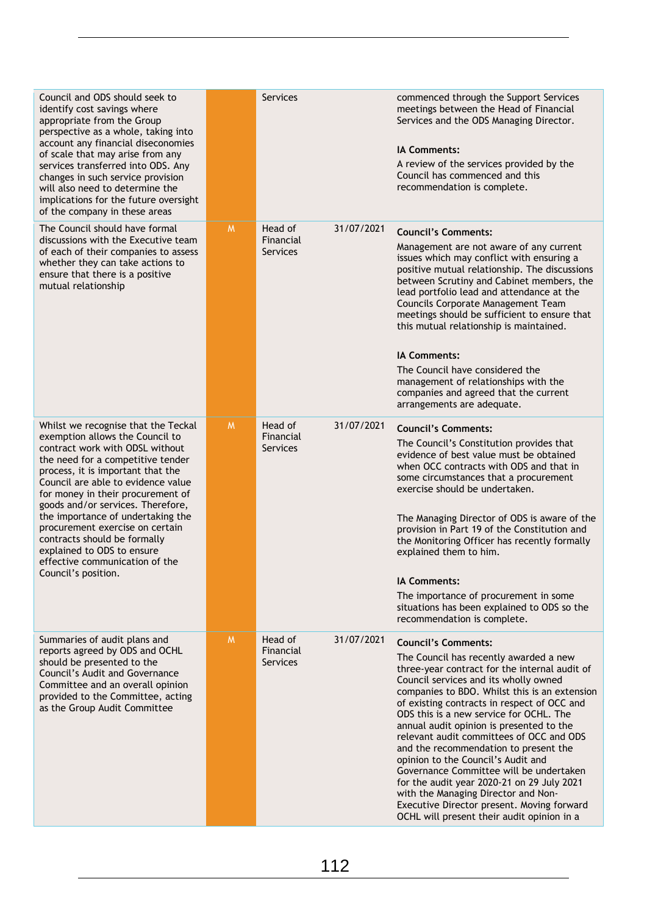| | | | | |
|---|---|---|---|---|
| Council and ODS should seek to identify cost savings where appropriate from the Group perspective as a whole, taking into account any financial diseconomies of scale that may arise from any services transferred into ODS. Any changes in such service provision will also need to determine the implications for the future oversight of the company in these areas | | Services | | commenced through the Support Services meetings between the Head of Financial Services and the ODS Managing Director.<br><br>**IA Comments:**<br>A review of the services provided by the Council has commenced and this recommendation is complete. |
| The Council should have formal discussions with the Executive team of each of their companies to assess whether they can take actions to ensure that there is a positive mutual relationship | M | Head of Financial Services | 31/07/2021 | **Council's Comments:**<br>Management are not aware of any current issues which may conflict with ensuring a positive mutual relationship. The discussions between Scrutiny and Cabinet members, the lead portfolio lead and attendance at the Councils Corporate Management Team meetings should be sufficient to ensure that this mutual relationship is maintained.<br><br>**IA Comments:**<br>The Council have considered the management of relationships with the companies and agreed that the current arrangements are adequate. |
| Whilst we recognise that the Teckal exemption allows the Council to contract work with ODSL without the need for a competitive tender process, it is important that the Council are able to evidence value for money in their procurement of goods and/or services. Therefore, the importance of undertaking the procurement exercise on certain contracts should be formally explained to ODS to ensure effective communication of the Council's position. | M | Head of Financial Services | 31/07/2021 | **Council's Comments:**<br>The Council's Constitution provides that evidence of best value must be obtained when OCC contracts with ODS and that in some circumstances that a procurement exercise should be undertaken.<br><br>The Managing Director of ODS is aware of the provision in Part 19 of the Constitution and the Monitoring Officer has recently formally explained them to him.<br><br>**IA Comments:**<br>The importance of procurement in some situations has been explained to ODS so the recommendation is complete. |
| Summaries of audit plans and reports agreed by ODS and OCHL should be presented to the Council's Audit and Governance Committee and an overall opinion provided to the Committee, acting as the Group Audit Committee | M | Head of Financial Services | 31/07/2021 | **Council's Comments:**<br>The Council has recently awarded a new three-year contract for the internal audit of Council services and its wholly owned companies to BDO. Whilst this is an extension of existing contracts in respect of OCC and ODS this is a new service for OCHL. The annual audit opinion is presented to the relevant audit committees of OCC and ODS and the recommendation to present the opinion to the Council's Audit and Governance Committee will be undertaken for the audit year 2020-21 on 29 July 2021 with the Managing Director and Non-Executive Director present. Moving forward OCHL will present their audit opinion in a |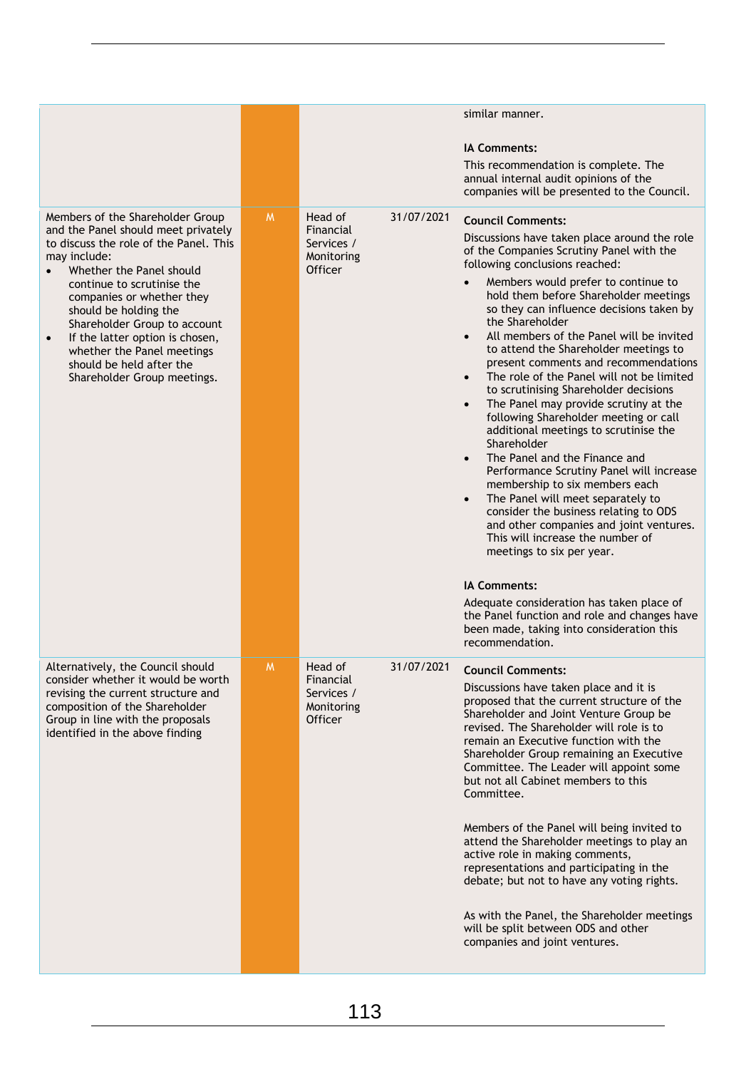| | | | | |
|---|---|---|---|---|
| | | | | similar manner.<br><br>**IA Comments:**<br>This recommendation is complete. The annual internal audit opinions of the companies will be presented to the Council. |
| Members of the Shareholder Group and the Panel should meet privately to discuss the role of the Panel. This may include:<br>• Whether the Panel should continue to scrutinise the companies or whether they should be holding the Shareholder Group to account<br>• If the latter option is chosen, whether the Panel meetings should be held after the Shareholder Group meetings. | M | Head of Financial Services / Monitoring Officer | 31/07/2021 | **Council Comments:**<br>Discussions have taken place around the role of the Companies Scrutiny Panel with the following conclusions reached:<br>• Members would prefer to continue to hold them before Shareholder meetings so they can influence decisions taken by the Shareholder<br>• All members of the Panel will be invited to attend the Shareholder meetings to present comments and recommendations<br>• The role of the Panel will not be limited to scrutinising Shareholder decisions<br>• The Panel may provide scrutiny at the following Shareholder meeting or call additional meetings to scrutinise the Shareholder<br>• The Panel and the Finance and Performance Scrutiny Panel will increase membership to six members each<br>• The Panel will meet separately to consider the business relating to ODS and other companies and joint ventures. This will increase the number of meetings to six per year.<br><br>**IA Comments:**<br>Adequate consideration has taken place of the Panel function and role and changes have been made, taking into consideration this recommendation. |
| Alternatively, the Council should consider whether it would be worth revising the current structure and composition of the Shareholder Group in line with the proposals identified in the above finding | M | Head of Financial Services / Monitoring Officer | 31/07/2021 | **Council Comments:**<br>Discussions have taken place and it is proposed that the current structure of the Shareholder and Joint Venture Group be revised. The Shareholder will role is to remain an Executive function with the Shareholder Group remaining an Executive Committee. The Leader will appoint some but not all Cabinet members to this Committee.<br><br>Members of the Panel will being invited to attend the Shareholder meetings to play an active role in making comments, representations and participating in the debate; but not to have any voting rights.<br><br>As with the Panel, the Shareholder meetings will be split between ODS and other companies and joint ventures. |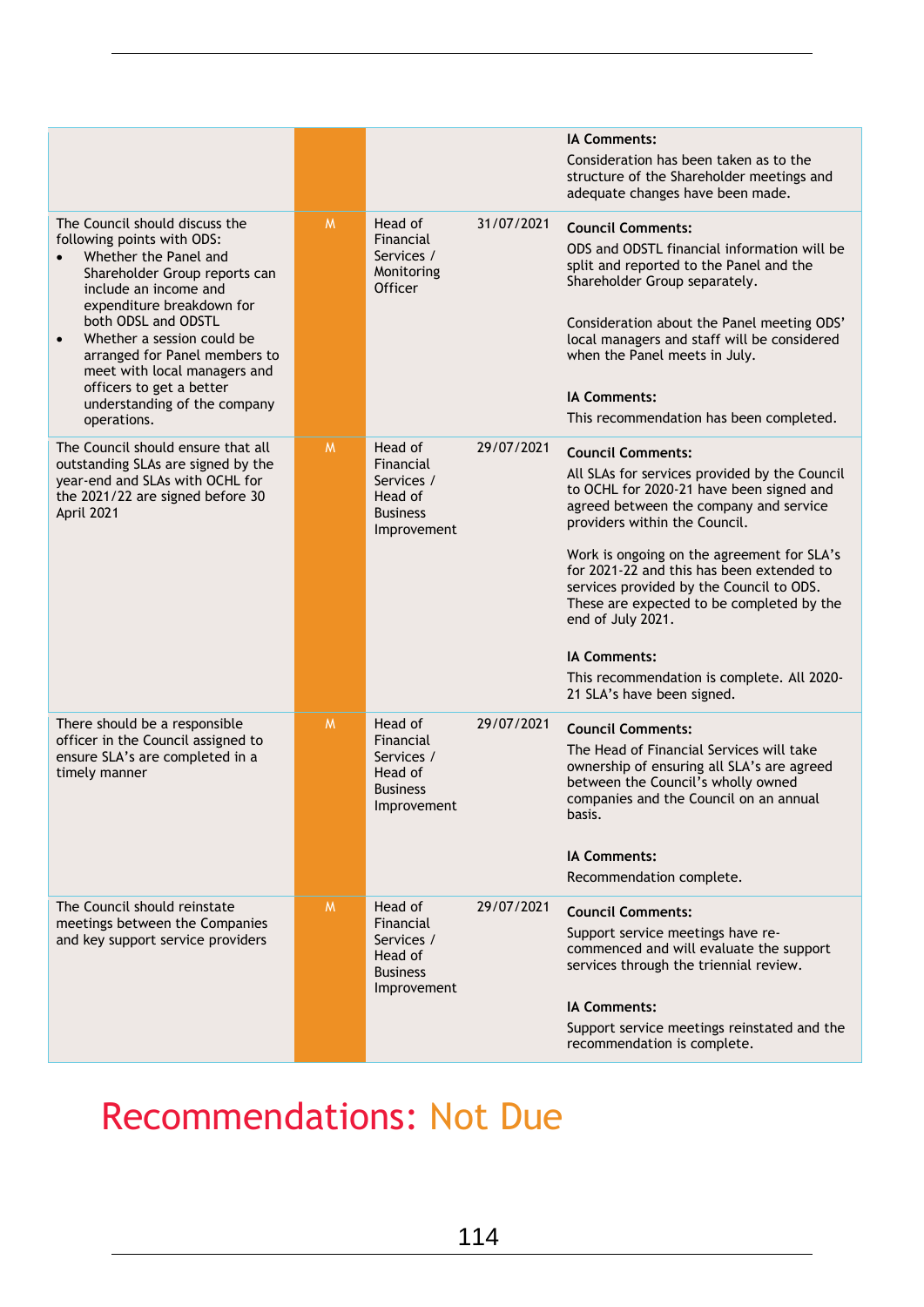| | | | | |
|---|---|---|---|---|
| | | | | **IA Comments:**<br>Consideration has been taken as to the structure of the Shareholder meetings and adequate changes have been made. |
| The Council should discuss the following points with ODS:<br>• Whether the Panel and Shareholder Group reports can include an income and expenditure breakdown for both ODSL and ODSTL<br>• Whether a session could be arranged for Panel members to meet with local managers and officers to get a better understanding of the company operations. | M | Head of Financial Services / Monitoring Officer | 31/07/2021 | **Council Comments:**<br>ODS and ODSTL financial information will be split and reported to the Panel and the Shareholder Group separately.<br><br>Consideration about the Panel meeting ODS' local managers and staff will be considered when the Panel meets in July.<br><br>**IA Comments:**<br>This recommendation has been completed. |
| The Council should ensure that all outstanding SLAs are signed by the year-end and SLAs with OCHL for the 2021/22 are signed before 30 April 2021 | M | Head of Financial Services / Head of Business Improvement | 29/07/2021 | **Council Comments:**<br>All SLAs for services provided by the Council to OCHL for 2020-21 have been signed and agreed between the company and service providers within the Council.<br><br>Work is ongoing on the agreement for SLA's for 2021-22 and this has been extended to services provided by the Council to ODS. These are expected to be completed by the end of July 2021.<br><br>**IA Comments:**<br>This recommendation is complete. All 2020-21 SLA's have been signed. |
| There should be a responsible officer in the Council assigned to ensure SLA's are completed in a timely manner | M | Head of Financial Services / Head of Business Improvement | 29/07/2021 | **Council Comments:**<br>The Head of Financial Services will take ownership of ensuring all SLA's are agreed between the Council's wholly owned companies and the Council on an annual basis.<br><br>**IA Comments:**<br>Recommendation complete. |
| The Council should reinstate meetings between the Companies and key support service providers | M | Head of Financial Services / Head of Business Improvement | 29/07/2021 | **Council Comments:**<br>Support service meetings have re-commenced and will evaluate the support services through the triennial review.<br><br>**IA Comments:**<br>Support service meetings reinstated and the recommendation is complete. |

# Recommendations: Not Due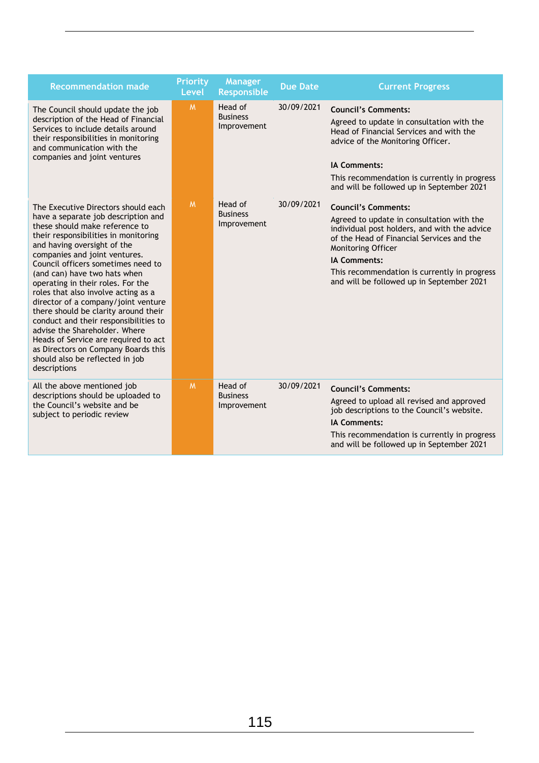| Recommendation made | Priority Level | Manager Responsible | Due Date | Current Progress |
|---|---|---|---|---|
| The Council should update the job description of the Head of Financial Services to include details around their responsibilities in monitoring and communication with the companies and joint ventures | M | Head of Business Improvement | 30/09/2021 | **Council's Comments:** Agreed to update in consultation with the Head of Financial Services and with the advice of the Monitoring Officer. **IA Comments:** This recommendation is currently in progress and will be followed up in September 2021 |
| The Executive Directors should each have a separate job description and these should make reference to their responsibilities in monitoring and having oversight of the companies and joint ventures. Council officers sometimes need to (and can) have two hats when operating in their roles. For the roles that also involve acting as a director of a company/joint venture there should be clarity around their conduct and their responsibilities to advise the Shareholder. Where Heads of Service are required to act as Directors on Company Boards this should also be reflected in job descriptions | M | Head of Business Improvement | 30/09/2021 | **Council's Comments:** Agreed to update in consultation with the individual post holders, and with the advice of the Head of Financial Services and the Monitoring Officer **IA Comments:** This recommendation is currently in progress and will be followed up in September 2021 |
| All the above mentioned job descriptions should be uploaded to the Council's website and be subject to periodic review | M | Head of Business Improvement | 30/09/2021 | **Council's Comments:** Agreed to upload all revised and approved job descriptions to the Council's website. **IA Comments:** This recommendation is currently in progress and will be followed up in September 2021 |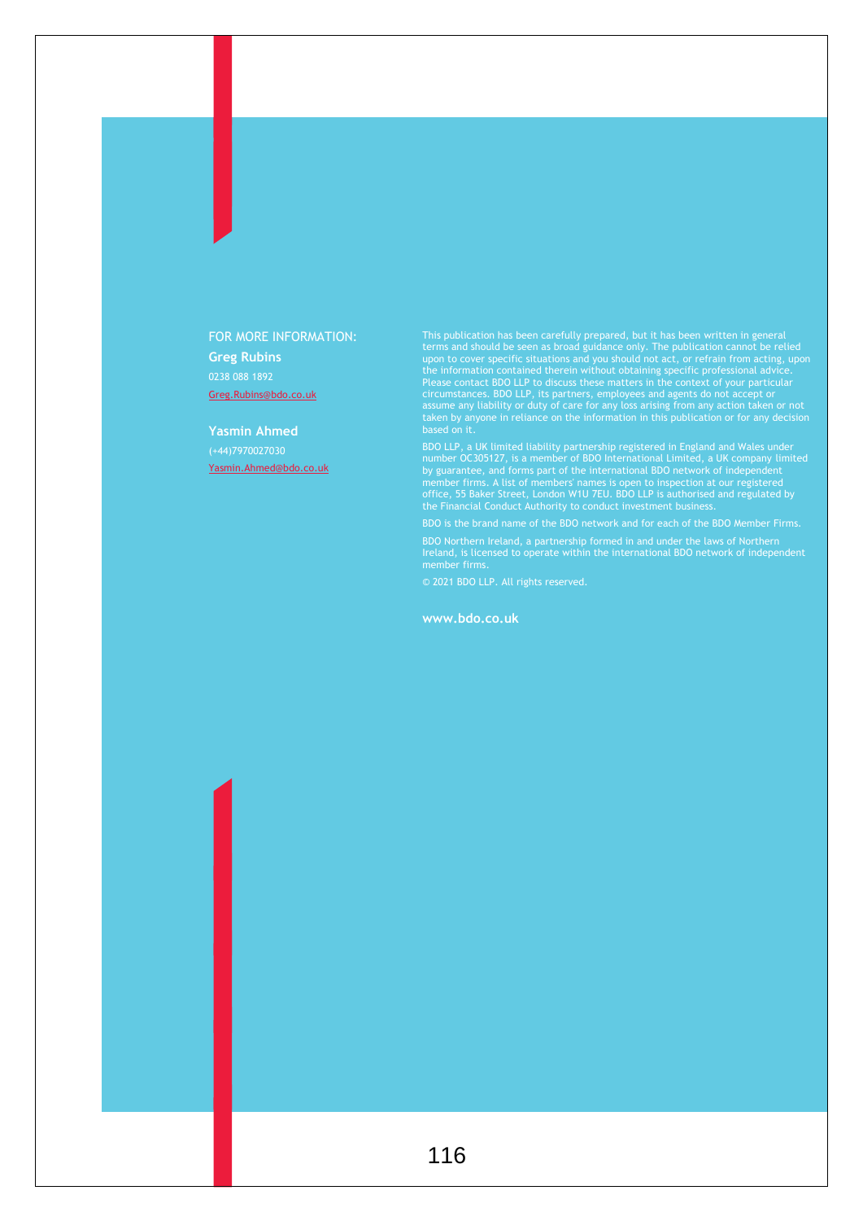FOR MORE INFORMATION:

**Greg Rubins**

0238 088 1892

Greg.Rubins@bdo.co.uk

**Yasmin Ahmed**

(+44)7970027030

Yasmin.Ahmed@bdo.co.uk

This publication has been carefully prepared, but it has been written in general terms and should be seen as broad guidance only. The publication cannot be relied upon to cover specific situations and you should not act, or refrain from acting, upon the information contained therein without obtaining specific professional advice. Please contact BDO LLP to discuss these matters in the context of your particular circumstances. BDO LLP, its partners, employees and agents do not accept or assume any liability or duty of care for any loss arising from any action taken or not taken by anyone in reliance on the information in this publication or for any decision based on it.

BDO LLP, a UK limited liability partnership registered in England and Wales under number OC305127, is a member of BDO International Limited, a UK company limited by guarantee, and forms part of the international BDO network of independent member firms. A list of members' names is open to inspection at our registered office, 55 Baker Street, London W1U 7EU. BDO LLP is authorised and regulated by the Financial Conduct Authority to conduct investment business.

BDO is the brand name of the BDO network and for each of the BDO Member Firms.

BDO Northern Ireland, a partnership formed in and under the laws of Northern Ireland, is licensed to operate within the international BDO network of independent member firms.

© 2021 BDO LLP. All rights reserved.

**www.bdo.co.uk**